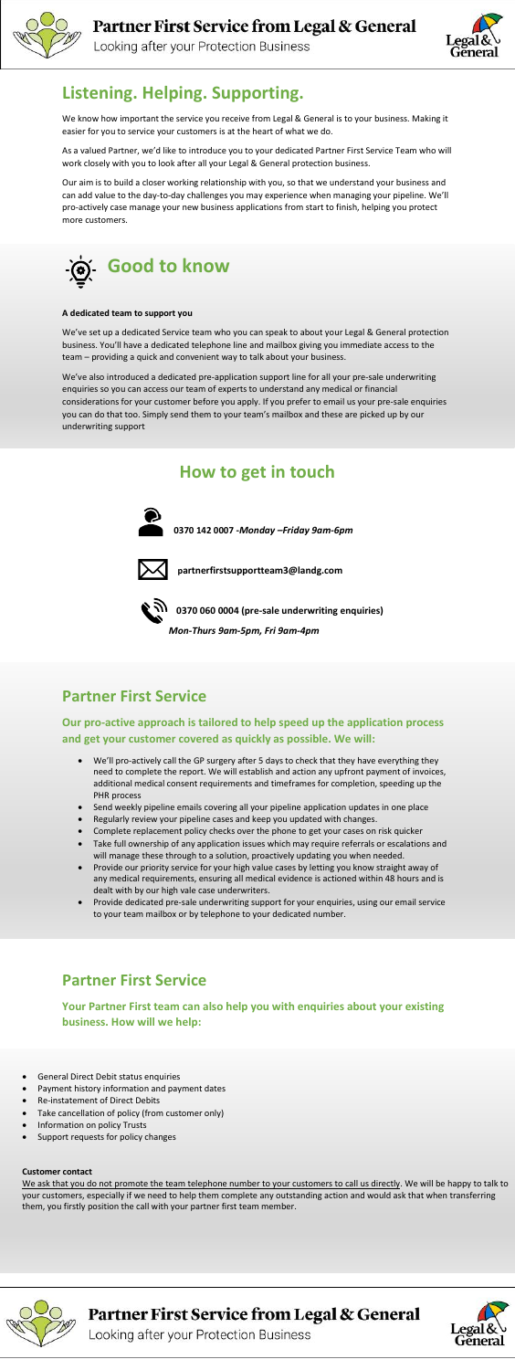# Listening. Helping. Supporting.

We know how important the service you receive from Legal & General is to your business. Making it easier for you to service your customers is at the heart of what we do.

As a valued Partner, we'd like to introduce you to your dedicated Partner First Service Team who will work closely with you to look after all your Legal & General protection business.

Our aim is to build a closer working relationship with you, so that we understand your business and can add value to the day-to-day challenges you may experience when managing your pipeline. We'll pro-actively case manage your new business applications from start to finish, helping you protect more customers.

## Good to know

**A dedicated team to support you**

We've set up a dedicated Service team who you can speak to about your Legal & General protection business. You'll have a dedicated telephone line and mailbox giving you immediate access to the team – providing a quick and convenient way to talk about your business.

We've also introduced a dedicated pre-application support line for all your pre-sale underwriting enquiries so you can access our team of experts to understand any medical or financial considerations for your customer before you apply. If you prefer to email us your pre-sale enquiries you can do that too. Simply send them to your team's mailbox and these are picked up by our underwriting support

## How to get in touch

**0370 142 0007** *-Monday –Friday 9am-6pm*

**partnerfirstsupportteam3@landg.com**

**0370 060 0004 (pre-sale underwriting enquiries)**

*Mon-Thurs 9am-5pm, Fri 9am-4pm*

## Partner First Service

**Our pro-active approach is tailored to help speed up the application process and get your customer covered as quickly as possible. We will:**

- We'll pro-actively call the GP surgery after 5 days to check that they have everything they need to complete the report. We will establish and action any upfront payment of invoices, additional medical consent requirements and timeframes for completion, speeding up the PHR process
- Send weekly pipeline emails covering all your pipeline application updates in one place
- Regularly review your pipeline cases and keep you updated with changes.
- Complete replacement policy checks over the phone to get your cases on risk quicker
- Take full ownership of any application issues which may require referrals or escalations and will manage these through to a solution, proactively updating you when needed.
- Provide our priority service for your high value cases by letting you know straight away of any medical requirements, ensuring all medical evidence is actioned within 48 hours and is dealt with by our high vale case underwriters.
- Provide dedicated pre-sale underwriting support for your enquiries, using our email service to your team mailbox or by telephone to your dedicated number.

## Partner First Service

**Your Partner First team can also help you with enquiries about your existing business. How will we help:**

- General Direct Debit status enquiries
- Payment history information and payment dates
- Re-instatement of Direct Debits
- Take cancellation of policy (from customer only)
- Information on policy Trusts
- Support requests for policy changes

**Customer contact**

<u>We ask that you do not promote the team telephone number to your customers to call us directly</u>. We will be happy to talk to your customers, especially if we need to help them complete any outstanding action and would ask that when transferring them, you firstly position the call with your partner first team member.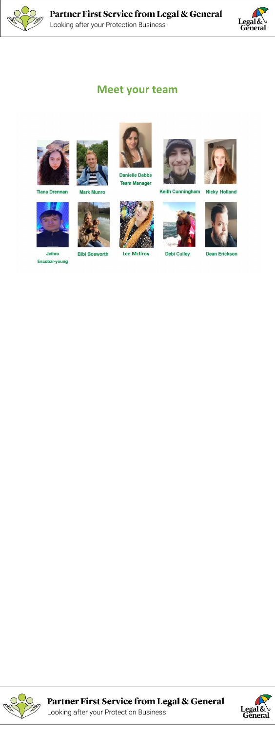## Meet your team

Tiana Drennan

Mark Munro

Danielle Dabbs
Team Manager

Keith Cunningham

Nicky Holland

Jethro Escobar-young

Bibi Bosworth

Lee McIlroy

Debi Culley

Dean Erickson